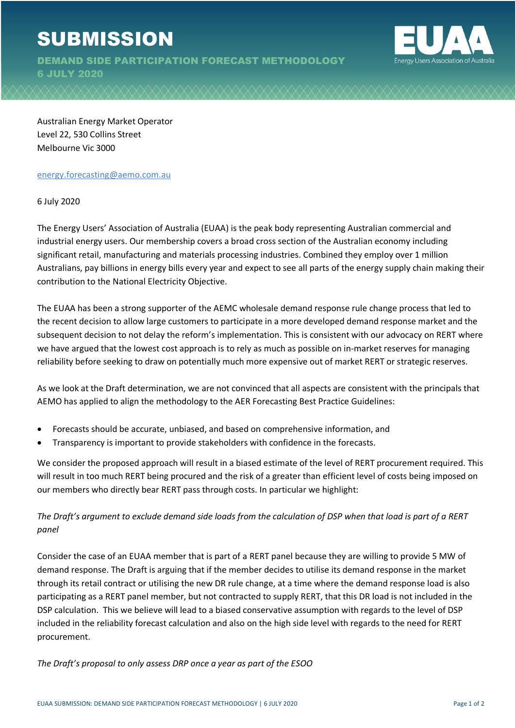# SUBMISSION

## DEMAND SIDE PARTICIPATION FORECAST METHODOLOGY
## 6 JULY 2020

Australian Energy Market Operator
Level 22, 530 Collins Street
Melbourne Vic 3000

energy.forecasting@aemo.com.au

6 July 2020

The Energy Users' Association of Australia (EUAA) is the peak body representing Australian commercial and industrial energy users. Our membership covers a broad cross section of the Australian economy including significant retail, manufacturing and materials processing industries. Combined they employ over 1 million Australians, pay billions in energy bills every year and expect to see all parts of the energy supply chain making their contribution to the National Electricity Objective.

The EUAA has been a strong supporter of the AEMC wholesale demand response rule change process that led to the recent decision to allow large customers to participate in a more developed demand response market and the subsequent decision to not delay the reform's implementation. This is consistent with our advocacy on RERT where we have argued that the lowest cost approach is to rely as much as possible on in-market reserves for managing reliability before seeking to draw on potentially much more expensive out of market RERT or strategic reserves.

As we look at the Draft determination, we are not convinced that all aspects are consistent with the principals that AEMO has applied to align the methodology to the AER Forecasting Best Practice Guidelines:

- Forecasts should be accurate, unbiased, and based on comprehensive information, and
- Transparency is important to provide stakeholders with confidence in the forecasts.

We consider the proposed approach will result in a biased estimate of the level of RERT procurement required. This will result in too much RERT being procured and the risk of a greater than efficient level of costs being imposed on our members who directly bear RERT pass through costs. In particular we highlight:

*The Draft's argument to exclude demand side loads from the calculation of DSP when that load is part of a RERT panel*

Consider the case of an EUAA member that is part of a RERT panel because they are willing to provide 5 MW of demand response. The Draft is arguing that if the member decides to utilise its demand response in the market through its retail contract or utilising the new DR rule change, at a time where the demand response load is also participating as a RERT panel member, but not contracted to supply RERT, that this DR load is not included in the DSP calculation. This we believe will lead to a biased conservative assumption with regards to the level of DSP included in the reliability forecast calculation and also on the high side level with regards to the need for RERT procurement.

*The Draft's proposal to only assess DRP once a year as part of the ESOO*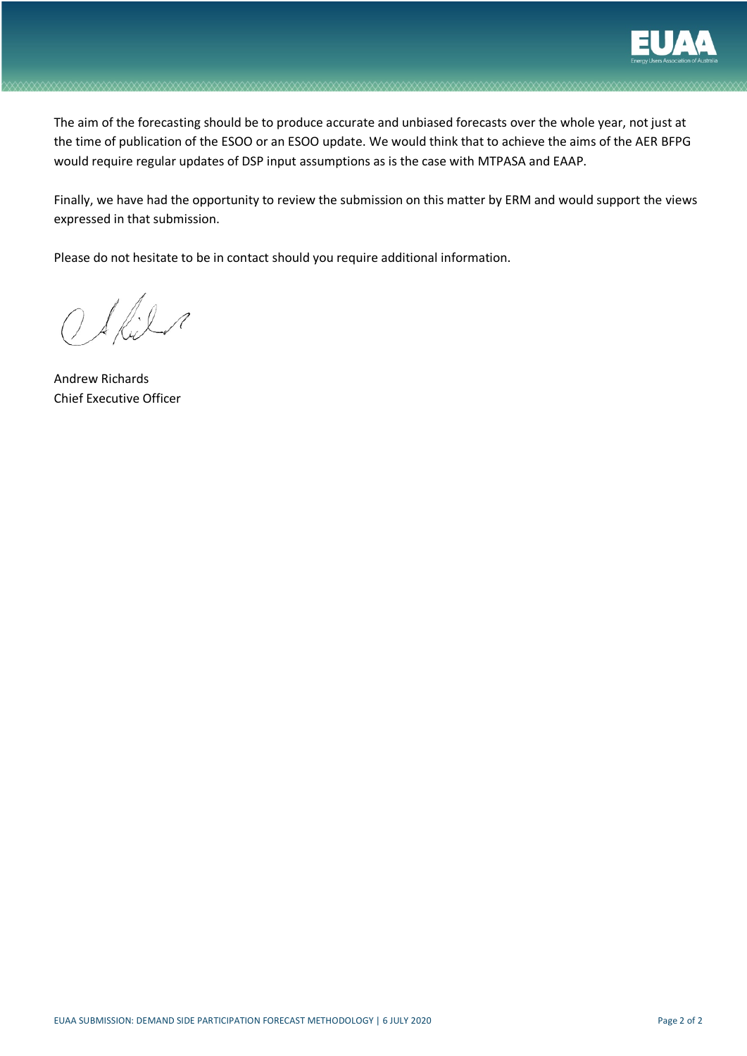The aim of the forecasting should be to produce accurate and unbiased forecasts over the whole year, not just at the time of publication of the ESOO or an ESOO update. We would think that to achieve the aims of the AER BFPG would require regular updates of DSP input assumptions as is the case with MTPASA and EAAP.

Finally, we have had the opportunity to review the submission on this matter by ERM and would support the views expressed in that submission.

Please do not hesitate to be in contact should you require additional information.

Andrew Richards
Chief Executive Officer